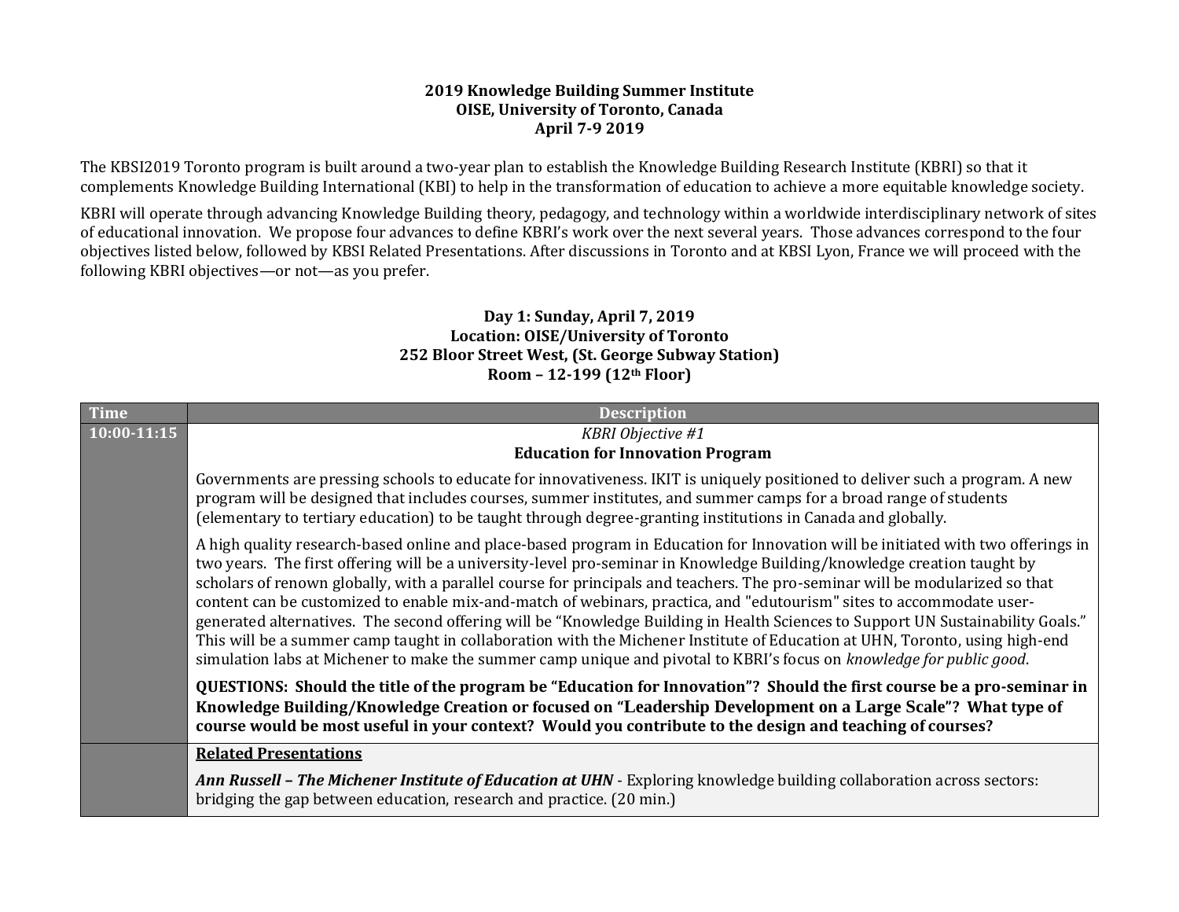# 2019 Knowledge Building Summer Institute
## OISE, University of Toronto, Canada
## April 7-9 2019

The KBSI2019 Toronto program is built around a two-year plan to establish the Knowledge Building Research Institute (KBRI) so that it complements Knowledge Building International (KBI) to help in the transformation of education to achieve a more equitable knowledge society.

KBRI will operate through advancing Knowledge Building theory, pedagogy, and technology within a worldwide interdisciplinary network of sites of educational innovation. We propose four advances to define KBRI's work over the next several years. Those advances correspond to the four objectives listed below, followed by KBSI Related Presentations. After discussions in Toronto and at KBSI Lyon, France we will proceed with the following KBRI objectives—or not—as you prefer.

### Day 1: Sunday, April 7, 2019
### Location: OISE/University of Toronto
### 252 Bloor Street West, (St. George Subway Station)
### Room – 12-199 (12th Floor)

| Time | Description |
| --- | --- |
| 10:00-11:15 | *KBRI Objective #1*<br>**Education for Innovation Program**<br><br>Governments are pressing schools to educate for innovativeness. IKIT is uniquely positioned to deliver such a program. A new program will be designed that includes courses, summer institutes, and summer camps for a broad range of students (elementary to tertiary education) to be taught through degree-granting institutions in Canada and globally.<br><br>A high quality research-based online and place-based program in Education for Innovation will be initiated with two offerings in two years. The first offering will be a university-level pro-seminar in Knowledge Building/knowledge creation taught by scholars of renown globally, with a parallel course for principals and teachers. The pro-seminar will be modularized so that content can be customized to enable mix-and-match of webinars, practica, and "edutourism" sites to accommodate user-generated alternatives. The second offering will be "Knowledge Building in Health Sciences to Support UN Sustainability Goals." This will be a summer camp taught in collaboration with the Michener Institute of Education at UHN, Toronto, using high-end simulation labs at Michener to make the summer camp unique and pivotal to KBRI's focus on *knowledge for public good*.<br><br>**QUESTIONS: Should the title of the program be "Education for Innovation"? Should the first course be a pro-seminar in Knowledge Building/Knowledge Creation or focused on "Leadership Development on a Large Scale"? What type of course would be most useful in your context? Would you contribute to the design and teaching of courses?** |
| | **Related Presentations**<br><br>***Ann Russell – The Michener Institute of Education at UHN*** - Exploring knowledge building collaboration across sectors: bridging the gap between education, research and practice. (20 min.) |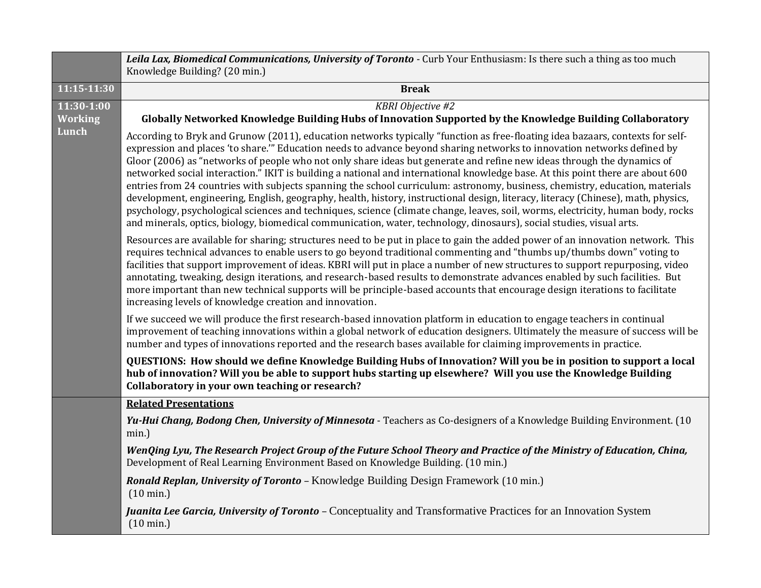| | |
|---|---|
| | ***Leila Lax, Biomedical Communications, University of Toronto*** - Curb Your Enthusiasm: Is there such a thing as too much Knowledge Building? (20 min.) |
| **11:15-11:30** | **Break** |
| **11:30-1:00 Working Lunch** | *KBRI Objective #2*<br>**Globally Networked Knowledge Building Hubs of Innovation Supported by the Knowledge Building Collaboratory**<br><br>According to Bryk and Grunow (2011), education networks typically "function as free-floating idea bazaars, contexts for self-expression and places 'to share.'" Education needs to advance beyond sharing networks to innovation networks defined by Gloor (2006) as "networks of people who not only share ideas but generate and refine new ideas through the dynamics of networked social interaction." IKIT is building a national and international knowledge base. At this point there are about 600 entries from 24 countries with subjects spanning the school curriculum: astronomy, business, chemistry, education, materials development, engineering, English, geography, health, history, instructional design, literacy, literacy (Chinese), math, physics, psychology, psychological sciences and techniques, science (climate change, leaves, soil, worms, electricity, human body, rocks and minerals, optics, biology, biomedical communication, water, technology, dinosaurs), social studies, visual arts.<br><br>Resources are available for sharing; structures need to be put in place to gain the added power of an innovation network. This requires technical advances to enable users to go beyond traditional commenting and "thumbs up/thumbs down" voting to facilities that support improvement of ideas. KBRI will put in place a number of new structures to support repurposing, video annotating, tweaking, design iterations, and research-based results to demonstrate advances enabled by such facilities. But more important than new technical supports will be principle-based accounts that encourage design iterations to facilitate increasing levels of knowledge creation and innovation.<br><br>If we succeed we will produce the first research-based innovation platform in education to engage teachers in continual improvement of teaching innovations within a global network of education designers. Ultimately the measure of success will be number and types of innovations reported and the research bases available for claiming improvements in practice.<br><br>**QUESTIONS: How should we define Knowledge Building Hubs of Innovation? Will you be in position to support a local hub of innovation? Will you be able to support hubs starting up elsewhere? Will you use the Knowledge Building Collaboratory in your own teaching or research?** |
| | **Related Presentations**<br><br>***Yu-Hui Chang, Bodong Chen, University of Minnesota*** - Teachers as Co-designers of a Knowledge Building Environment. (10 min.)<br><br>***WenQing Lyu, The Research Project Group of the Future School Theory and Practice of the Ministry of Education, China,*** Development of Real Learning Environment Based on Knowledge Building. (10 min.)<br><br>***Ronald Replan, University of Toronto*** – Knowledge Building Design Framework (10 min.) (10 min.)<br><br>***Juanita Lee Garcia, University of Toronto*** – Conceptuality and Transformative Practices for an Innovation System (10 min.) |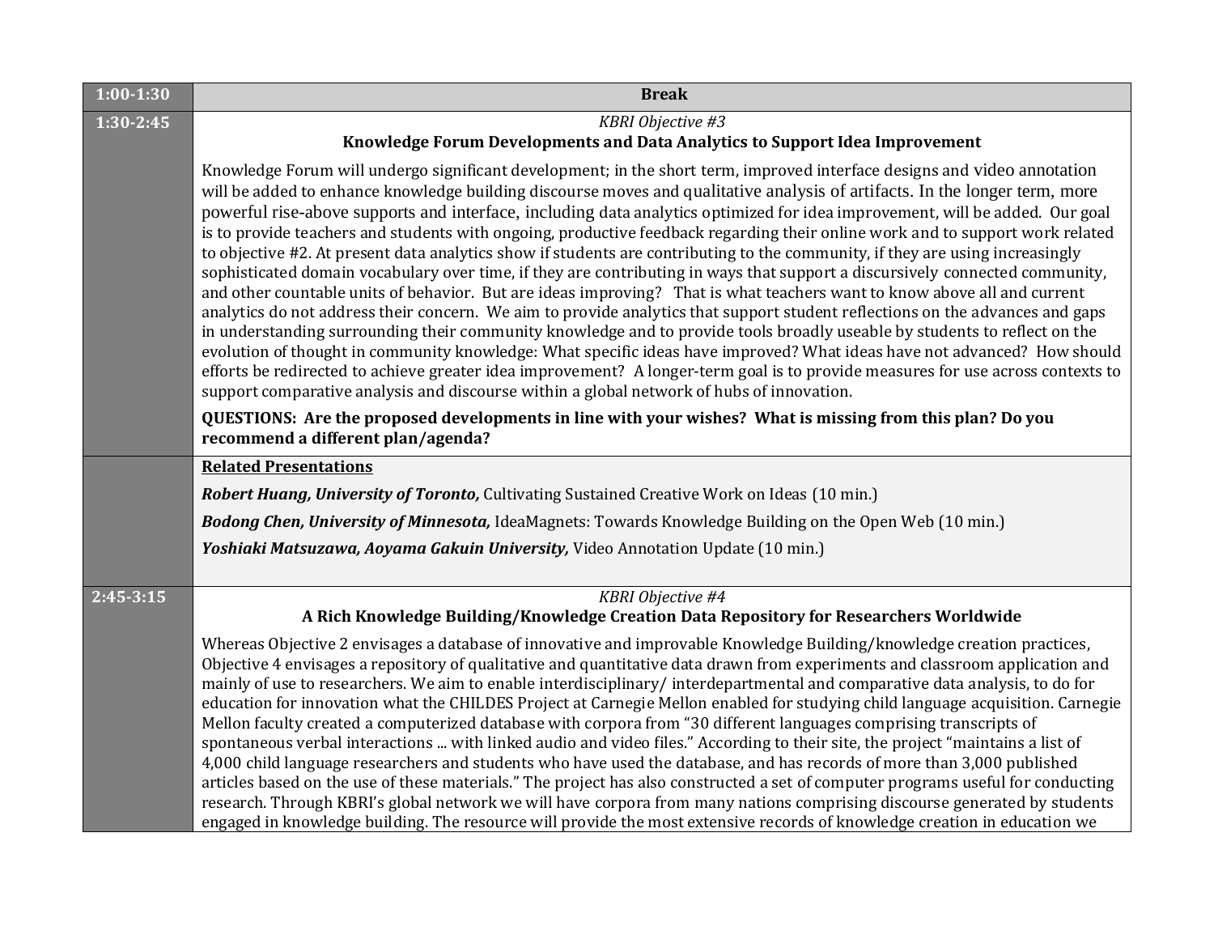| 1:00-1:30 | Break |
|---|---|
| 1:30-2:45 | *KBRI Objective #3*<br>**Knowledge Forum Developments and Data Analytics to Support Idea Improvement**<br><br>Knowledge Forum will undergo significant development; in the short term, improved interface designs and video annotation will be added to enhance knowledge building discourse moves and qualitative analysis of artifacts. In the longer term, more powerful rise-above supports and interface, including data analytics optimized for idea improvement, will be added. Our goal is to provide teachers and students with ongoing, productive feedback regarding their online work and to support work related to objective #2. At present data analytics show if students are contributing to the community, if they are using increasingly sophisticated domain vocabulary over time, if they are contributing in ways that support a discursively connected community, and other countable units of behavior. But are ideas improving? That is what teachers want to know above all and current analytics do not address their concern. We aim to provide analytics that support student reflections on the advances and gaps in understanding surrounding their community knowledge and to provide tools broadly useable by students to reflect on the evolution of thought in community knowledge: What specific ideas have improved? What ideas have not advanced? How should efforts be redirected to achieve greater idea improvement? A longer-term goal is to provide measures for use across contexts to support comparative analysis and discourse within a global network of hubs of innovation.<br><br>**QUESTIONS: Are the proposed developments in line with your wishes? What is missing from this plan? Do you recommend a different plan/agenda?** |
| | **Related Presentations**<br><br>***Robert Huang, University of Toronto,*** Cultivating Sustained Creative Work on Ideas (10 min.)<br><br>***Bodong Chen, University of Minnesota,*** IdeaMagnets: Towards Knowledge Building on the Open Web (10 min.)<br><br>***Yoshiaki Matsuzawa, Aoyama Gakuin University,*** Video Annotation Update (10 min.) |
| 2:45-3:15 | *KBRI Objective #4*<br>**A Rich Knowledge Building/Knowledge Creation Data Repository for Researchers Worldwide**<br><br>Whereas Objective 2 envisages a database of innovative and improvable Knowledge Building/knowledge creation practices, Objective 4 envisages a repository of qualitative and quantitative data drawn from experiments and classroom application and mainly of use to researchers. We aim to enable interdisciplinary/ interdepartmental and comparative data analysis, to do for education for innovation what the CHILDES Project at Carnegie Mellon enabled for studying child language acquisition. Carnegie Mellon faculty created a computerized database with corpora from "30 different languages comprising transcripts of spontaneous verbal interactions ... with linked audio and video files." According to their site, the project "maintains a list of 4,000 child language researchers and students who have used the database, and has records of more than 3,000 published articles based on the use of these materials." The project has also constructed a set of computer programs useful for conducting research. Through KBRI's global network we will have corpora from many nations comprising discourse generated by students engaged in knowledge building. The resource will provide the most extensive records of knowledge creation in education we |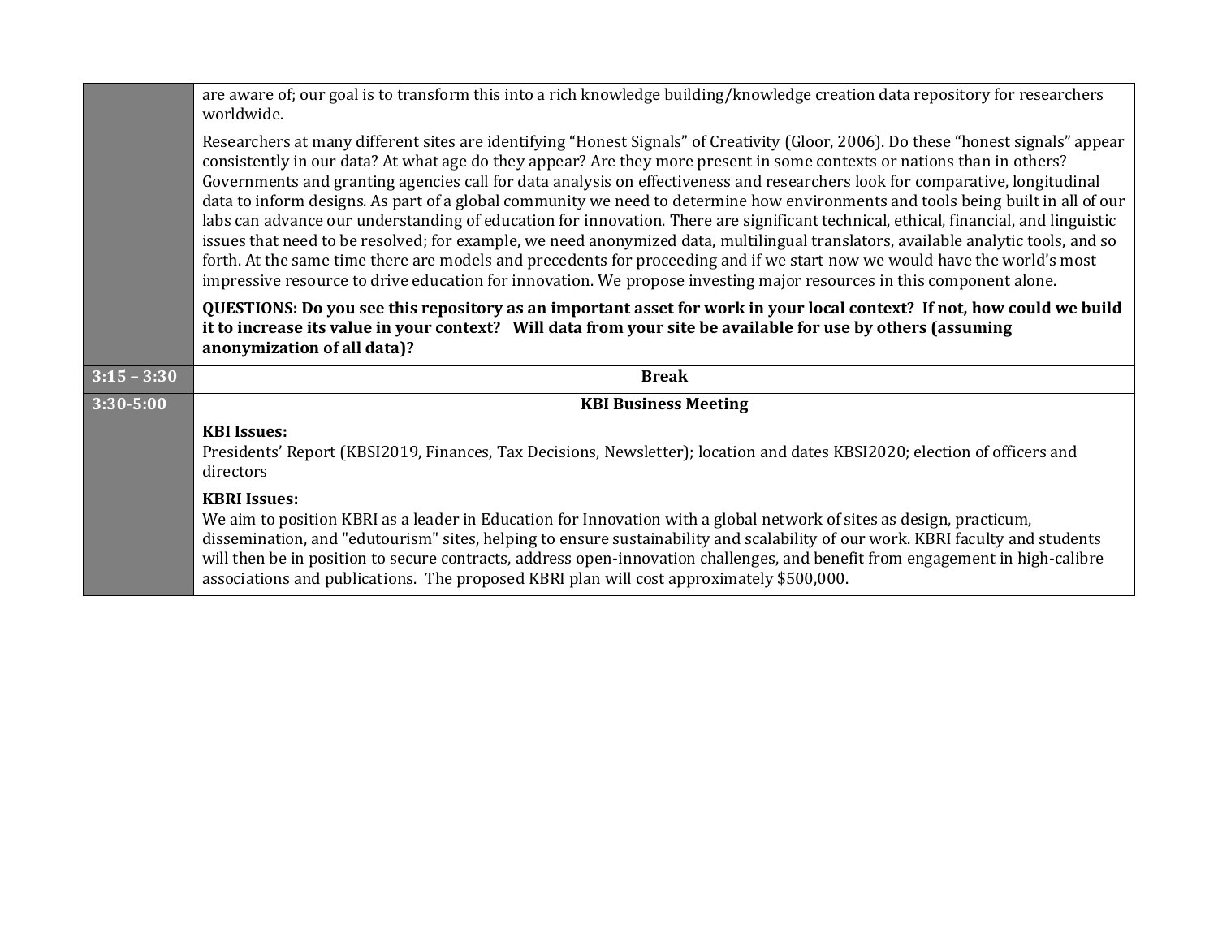| | |
|---|---|
| | are aware of; our goal is to transform this into a rich knowledge building/knowledge creation data repository for researchers worldwide.<br><br>Researchers at many different sites are identifying "Honest Signals" of Creativity (Gloor, 2006). Do these "honest signals" appear consistently in our data? At what age do they appear? Are they more present in some contexts or nations than in others? Governments and granting agencies call for data analysis on effectiveness and researchers look for comparative, longitudinal data to inform designs. As part of a global community we need to determine how environments and tools being built in all of our labs can advance our understanding of education for innovation. There are significant technical, ethical, financial, and linguistic issues that need to be resolved; for example, we need anonymized data, multilingual translators, available analytic tools, and so forth. At the same time there are models and precedents for proceeding and if we start now we would have the world's most impressive resource to drive education for innovation. We propose investing major resources in this component alone.<br><br>**QUESTIONS: Do you see this repository as an important asset for work in your local context? If not, how could we build it to increase its value in your context? Will data from your site be available for use by others (assuming anonymization of all data)?** |
| **3:15 – 3:30** | **Break** |
| **3:30-5:00** | **KBI Business Meeting**<br><br>**KBI Issues:**<br>Presidents' Report (KBSI2019, Finances, Tax Decisions, Newsletter); location and dates KBSI2020; election of officers and directors<br><br>**KBRI Issues:**<br>We aim to position KBRI as a leader in Education for Innovation with a global network of sites as design, practicum, dissemination, and "edutourism" sites, helping to ensure sustainability and scalability of our work. KBRI faculty and students will then be in position to secure contracts, address open-innovation challenges, and benefit from engagement in high-calibre associations and publications. The proposed KBRI plan will cost approximately $500,000. |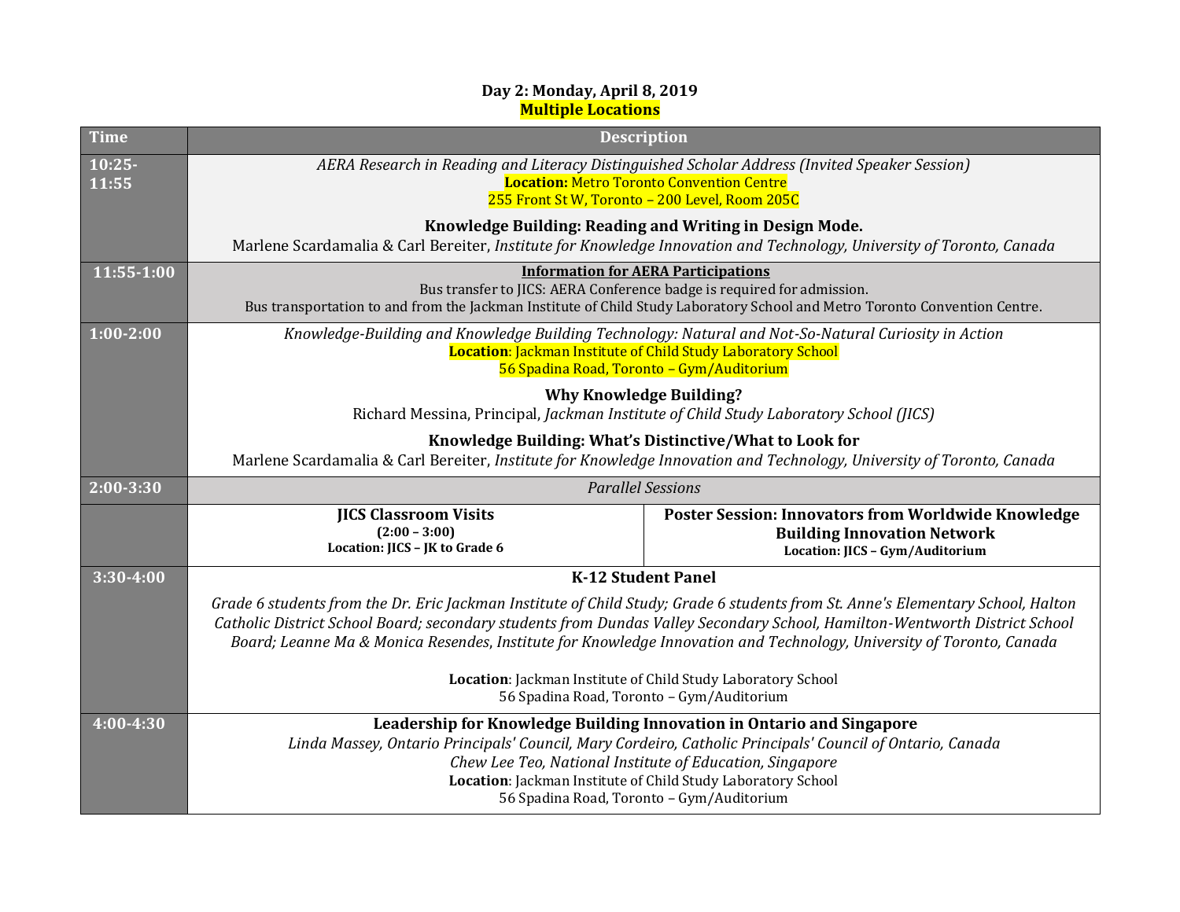**Day 2: Monday, April 8, 2019**
**Multiple Locations**

| Time | Description | |
|---|---|---|
| 10:25-11:55 | *AERA Research in Reading and Literacy Distinguished Scholar Address (Invited Speaker Session)*<br>**Location:** Metro Toronto Convention Centre<br>255 Front St W, Toronto – 200 Level, Room 205C<br><br>**Knowledge Building: Reading and Writing in Design Mode.**<br>Marlene Scardamalia & Carl Bereiter, *Institute for Knowledge Innovation and Technology, University of Toronto, Canada* | |
| 11:55-1:00 | **Information for AERA Participations**<br>Bus transfer to JICS: AERA Conference badge is required for admission.<br>Bus transportation to and from the Jackman Institute of Child Study Laboratory School and Metro Toronto Convention Centre. | |
| 1:00-2:00 | *Knowledge-Building and Knowledge Building Technology: Natural and Not-So-Natural Curiosity in Action*<br>**Location**: Jackman Institute of Child Study Laboratory School<br>56 Spadina Road, Toronto – Gym/Auditorium<br><br>**Why Knowledge Building?**<br>Richard Messina, Principal, *Jackman Institute of Child Study Laboratory School (JICS)*<br><br>**Knowledge Building: What's Distinctive/What to Look for**<br>Marlene Scardamalia & Carl Bereiter, *Institute for Knowledge Innovation and Technology, University of Toronto, Canada* | |
| 2:00-3:30 | *Parallel Sessions* | |
| | **JICS Classroom Visits**<br>**(2:00 – 3:00)**<br>**Location: JICS – JK to Grade 6** | **Poster Session: Innovators from Worldwide Knowledge Building Innovation Network**<br>**Location: JICS – Gym/Auditorium** |
| 3:30-4:00 | **K-12 Student Panel**<br>*Grade 6 students from the Dr. Eric Jackman Institute of Child Study; Grade 6 students from St. Anne's Elementary School, Halton Catholic District School Board; secondary students from Dundas Valley Secondary School, Hamilton-Wentworth District School Board; Leanne Ma & Monica Resendes, Institute for Knowledge Innovation and Technology, University of Toronto, Canada*<br><br>**Location**: Jackman Institute of Child Study Laboratory School<br>56 Spadina Road, Toronto – Gym/Auditorium | |
| 4:00-4:30 | **Leadership for Knowledge Building Innovation in Ontario and Singapore**<br>*Linda Massey, Ontario Principals' Council, Mary Cordeiro, Catholic Principals' Council of Ontario, Canada*<br>*Chew Lee Teo, National Institute of Education, Singapore*<br>**Location**: Jackman Institute of Child Study Laboratory School<br>56 Spadina Road, Toronto – Gym/Auditorium | |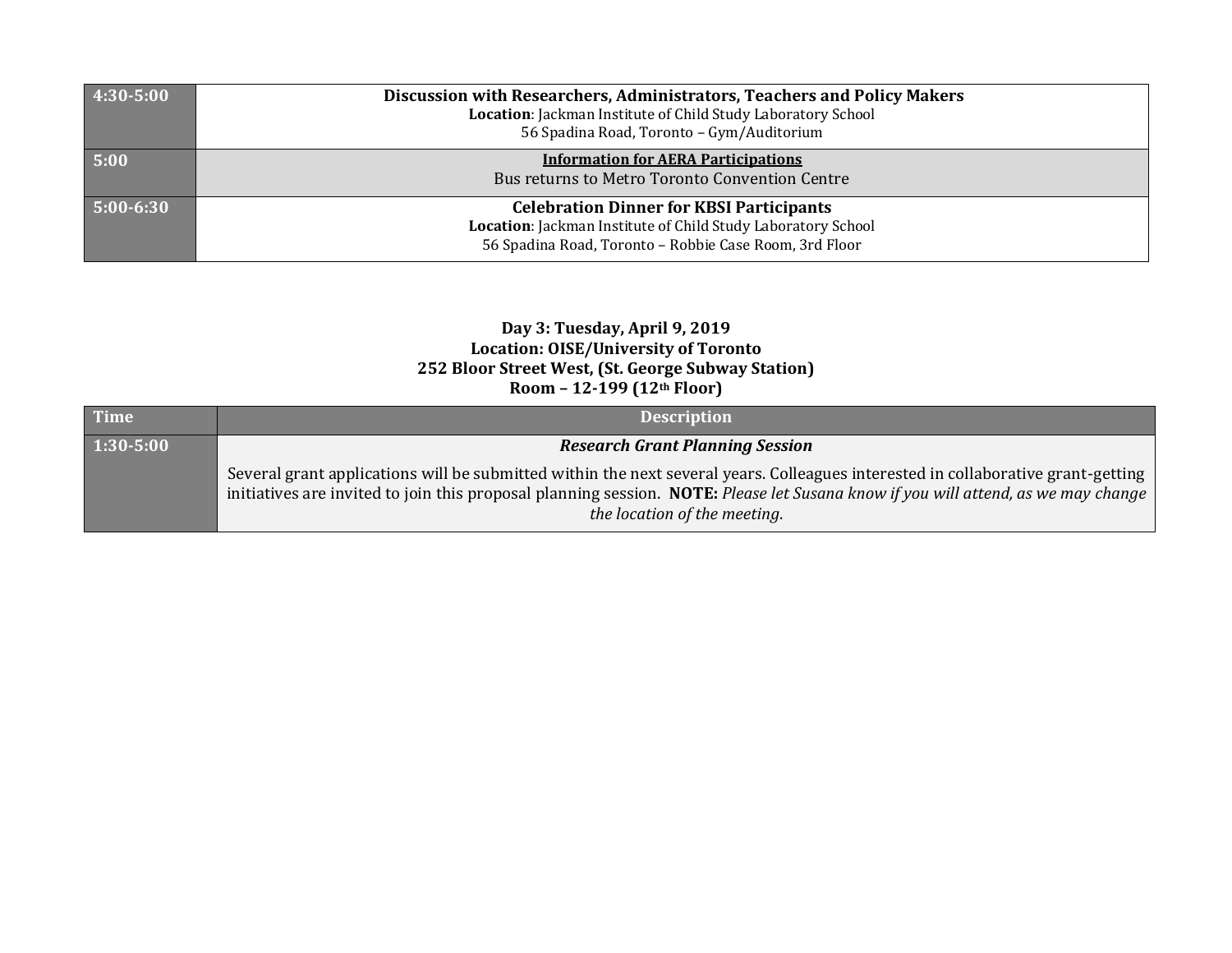| | |
|---|---|
| 4:30-5:00 | **Discussion with Researchers, Administrators, Teachers and Policy Makers**<br>**Location**: Jackman Institute of Child Study Laboratory School<br>56 Spadina Road, Toronto – Gym/Auditorium |
| 5:00 | **Information for AERA Participations**<br>Bus returns to Metro Toronto Convention Centre |
| 5:00-6:30 | **Celebration Dinner for KBSI Participants**<br>**Location**: Jackman Institute of Child Study Laboratory School<br>56 Spadina Road, Toronto – Robbie Case Room, 3rd Floor |

**Day 3: Tuesday, April 9, 2019**
**Location: OISE/University of Toronto**
**252 Bloor Street West, (St. George Subway Station)**
**Room – 12-199 (12th Floor)**

| Time | Description |
|---|---|
| 1:30-5:00 | ***Research Grant Planning Session***<br>Several grant applications will be submitted within the next several years. Colleagues interested in collaborative grant-getting initiatives are invited to join this proposal planning session. **NOTE:** *Please let Susana know if you will attend, as we may change the location of the meeting.* |